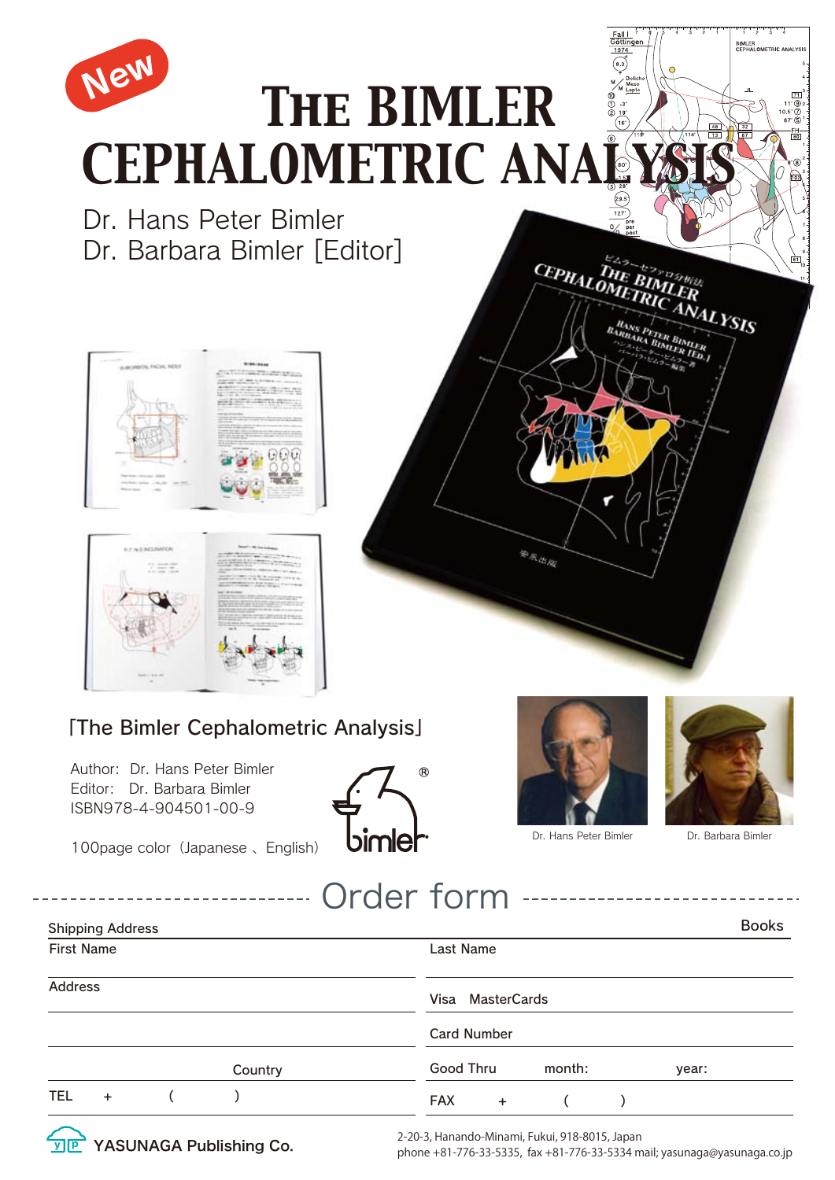New

# THE BIMLER CEPHALOMETRIC ANALYSIS

Dr. Hans Peter Bimler
Dr. Barbara Bimler [Editor]

「The Bimler Cephalometric Analysis」

Author: Dr. Hans Peter Bimler
Editor: Dr. Barbara Bimler
ISBN978-4-904501-00-9

100page color（Japanese 、English）

bimler®

Dr. Hans Peter Bimler

Dr. Barbara Bimler

## Order form

Books

| Shipping Address | |
|---|---|
| First Name | Last Name |
| Address | Visa MasterCards |
| | Card Number |
| Country | Good Thru month: year: |
| TEL + ( ) | FAX + ( ) |

YASUNAGA Publishing Co.

2-20-3, Hanando-Minami, Fukui, 918-8015, Japan
phone +81-776-33-5335, fax +81-776-33-5334 mail; yasunaga@yasunaga.co.jp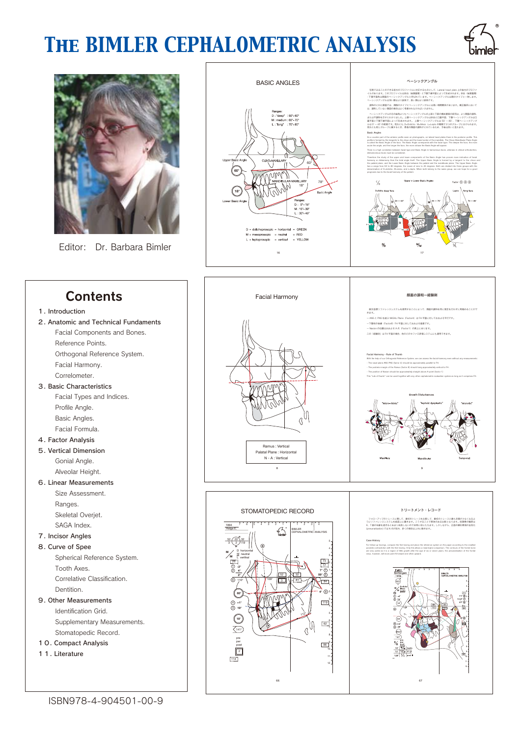# THE BIMLER CEPHALOMETRIC ANALYSIS

Editor: Dr. Barbara Bimler

## Contents

1. Introduction
2. Anatomic and Technical Fundaments
   - Facial Components and Bones.
   - Reference Points.
   - Orthogonal Reference System.
   - Facial Harmony.
   - Correlemeter.
3. Basic Characteristics
   - Facial Types and Indices.
   - Profile Angle.
   - Basic Angles.
   - Facial Formula.
4. Factor Analysis
5. Vertical Dimension
   - Gonial Angle.
   - Alveolar Height.
6. Linear Measurements
   - Size Assessment.
   - Ranges.
   - Skeletal Overjet.
   - SAGA Index.
7. Incisor Angles
8. Curve of Spee
   - Spherical Reference System.
   - Tooth Axes.
   - Correlative Classification.
   - Dentition.
9. Other Measurements
   - Identification Grid.
   - Supplementary Measurements.
   - Stomatopedic Record.
10. Compact Analysis
11. Literature

ISBN978-4-904501-00-9